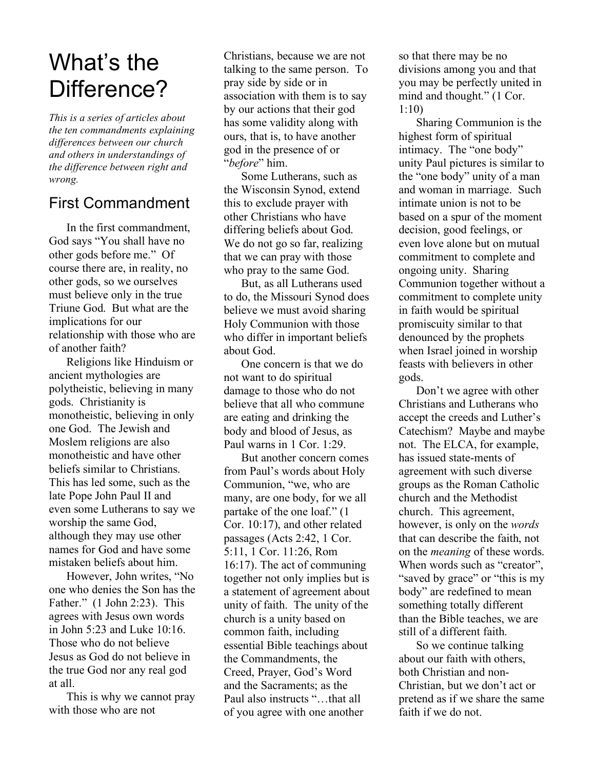# What's the Difference?

*This is a series of articles about the ten commandments explaining differences between our church and others in understandings of the difference between right and wrong.*

## First Commandment

In the first commandment, God says "You shall have no other gods before me." Of course there are, in reality, no other gods, so we ourselves must believe only in the true Triune God. But what are the implications for our relationship with those who are of another faith?

Religions like Hinduism or ancient mythologies are polytheistic, believing in many gods. Christianity is monotheistic, believing in only one God. The Jewish and Moslem religions are also monotheistic and have other beliefs similar to Christians. This has led some, such as the late Pope John Paul II and even some Lutherans to say we worship the same God, although they may use other names for God and have some mistaken beliefs about him.

However, John writes, "No one who denies the Son has the Father." (1 John 2:23). This agrees with Jesus own words in John 5:23 and Luke 10:16. Those who do not believe Jesus as God do not believe in the true God nor any real god at all.

This is why we cannot pray with those who are not Christians, because we are not talking to the same person. To pray side by side or in association with them is to say by our actions that their god has some validity along with ours, that is, to have another god in the presence of or "*before*" him.

Some Lutherans, such as the Wisconsin Synod, extend this to exclude prayer with other Christians who have differing beliefs about God. We do not go so far, realizing that we can pray with those who pray to the same God.

But, as all Lutherans used to do, the Missouri Synod does believe we must avoid sharing Holy Communion with those who differ in important beliefs about God.

One concern is that we do not want to do spiritual damage to those who do not believe that all who commune are eating and drinking the body and blood of Jesus, as Paul warns in 1 Cor. 1:29.

But another concern comes from Paul's words about Holy Communion, "we, who are many, are one body, for we all partake of the one loaf." (1 Cor. 10:17), and other related passages (Acts 2:42, 1 Cor. 5:11, 1 Cor. 11:26, Rom 16:17). The act of communing together not only implies but is a statement of agreement about unity of faith. The unity of the church is a unity based on common faith, including essential Bible teachings about the Commandments, the Creed, Prayer, God's Word and the Sacraments; as the Paul also instructs "…that all of you agree with one another so that there may be no divisions among you and that you may be perfectly united in mind and thought." (1 Cor. 1:10)

Sharing Communion is the highest form of spiritual intimacy. The "one body" unity Paul pictures is similar to the "one body" unity of a man and woman in marriage. Such intimate union is not to be based on a spur of the moment decision, good feelings, or even love alone but on mutual commitment to complete and ongoing unity. Sharing Communion together without a commitment to complete unity in faith would be spiritual promiscuity similar to that denounced by the prophets when Israel joined in worship feasts with believers in other gods.

Don't we agree with other Christians and Lutherans who accept the creeds and Luther's Catechism? Maybe and maybe not. The ELCA, for example, has issued state-ments of agreement with such diverse groups as the Roman Catholic church and the Methodist church. This agreement, however, is only on the *words* that can describe the faith, not on the *meaning* of these words. When words such as "creator", "saved by grace" or "this is my body" are redefined to mean something totally different than the Bible teaches, we are still of a different faith.

So we continue talking about our faith with others, both Christian and non-Christian, but we don't act or pretend as if we share the same faith if we do not.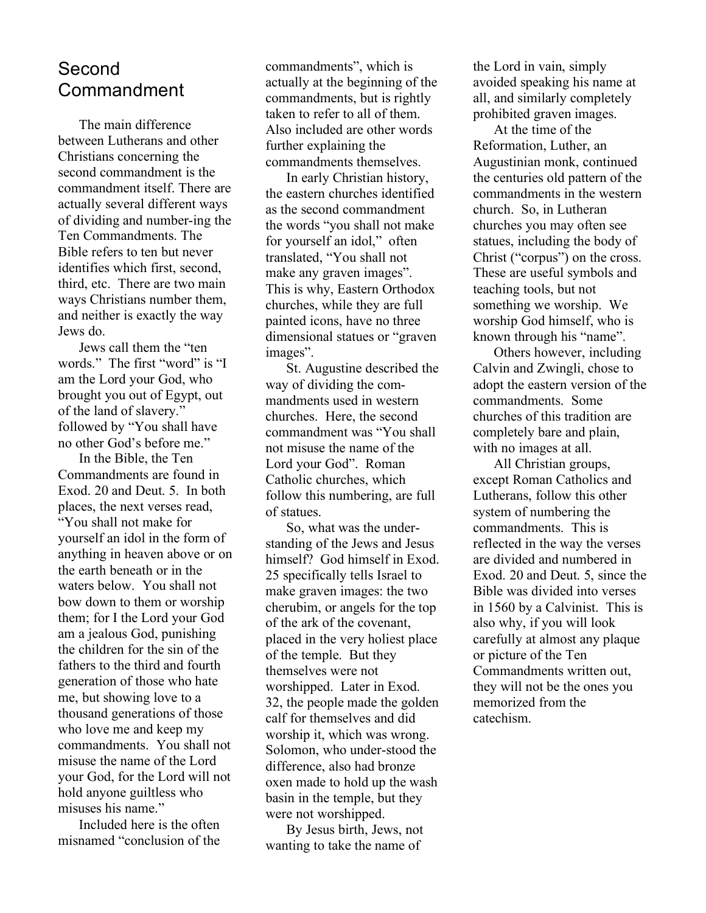## Second Commandment

The main difference between Lutherans and other Christians concerning the second commandment is the commandment itself. There are actually several different ways of dividing and number-ing the Ten Commandments. The Bible refers to ten but never identifies which first, second, third, etc. There are two main ways Christians number them, and neither is exactly the way Jews do.

Jews call them the "ten words." The first "word" is "I am the Lord your God, who brought you out of Egypt, out of the land of slavery." followed by "You shall have no other God's before me."

In the Bible, the Ten Commandments are found in Exod. 20 and Deut. 5. In both places, the next verses read, "You shall not make for yourself an idol in the form of anything in heaven above or on the earth beneath or in the waters below. You shall not bow down to them or worship them; for I the Lord your God am a jealous God, punishing the children for the sin of the fathers to the third and fourth generation of those who hate me, but showing love to a thousand generations of those who love me and keep my commandments. You shall not misuse the name of the Lord your God, for the Lord will not hold anyone guiltless who misuses his name."

Included here is the often misnamed "conclusion of the commandments", which is actually at the beginning of the commandments, but is rightly taken to refer to all of them. Also included are other words further explaining the commandments themselves.

In early Christian history, the eastern churches identified as the second commandment the words "you shall not make for yourself an idol," often translated, "You shall not make any graven images". This is why, Eastern Orthodox churches, while they are full painted icons, have no three dimensional statues or "graven images".

St. Augustine described the way of dividing the com-mandments used in western churches. Here, the second commandment was "You shall not misuse the name of the Lord your God". Roman Catholic churches, which follow this numbering, are full of statues.

So, what was the under-standing of the Jews and Jesus himself? God himself in Exod. 25 specifically tells Israel to make graven images: the two cherubim, or angels for the top of the ark of the covenant, placed in the very holiest place of the temple. But they themselves were not worshipped. Later in Exod. 32, the people made the golden calf for themselves and did worship it, which was wrong. Solomon, who under-stood the difference, also had bronze oxen made to hold up the wash basin in the temple, but they were not worshipped.

By Jesus birth, Jews, not wanting to take the name of the Lord in vain, simply avoided speaking his name at all, and similarly completely prohibited graven images.

At the time of the Reformation, Luther, an Augustinian monk, continued the centuries old pattern of the commandments in the western church. So, in Lutheran churches you may often see statues, including the body of Christ ("corpus") on the cross. These are useful symbols and teaching tools, but not something we worship. We worship God himself, who is known through his "name".

Others however, including Calvin and Zwingli, chose to adopt the eastern version of the commandments. Some churches of this tradition are completely bare and plain, with no images at all.

All Christian groups, except Roman Catholics and Lutherans, follow this other system of numbering the commandments. This is reflected in the way the verses are divided and numbered in Exod. 20 and Deut. 5, since the Bible was divided into verses in 1560 by a Calvinist. This is also why, if you will look carefully at almost any plaque or picture of the Ten Commandments written out, they will not be the ones you memorized from the catechism.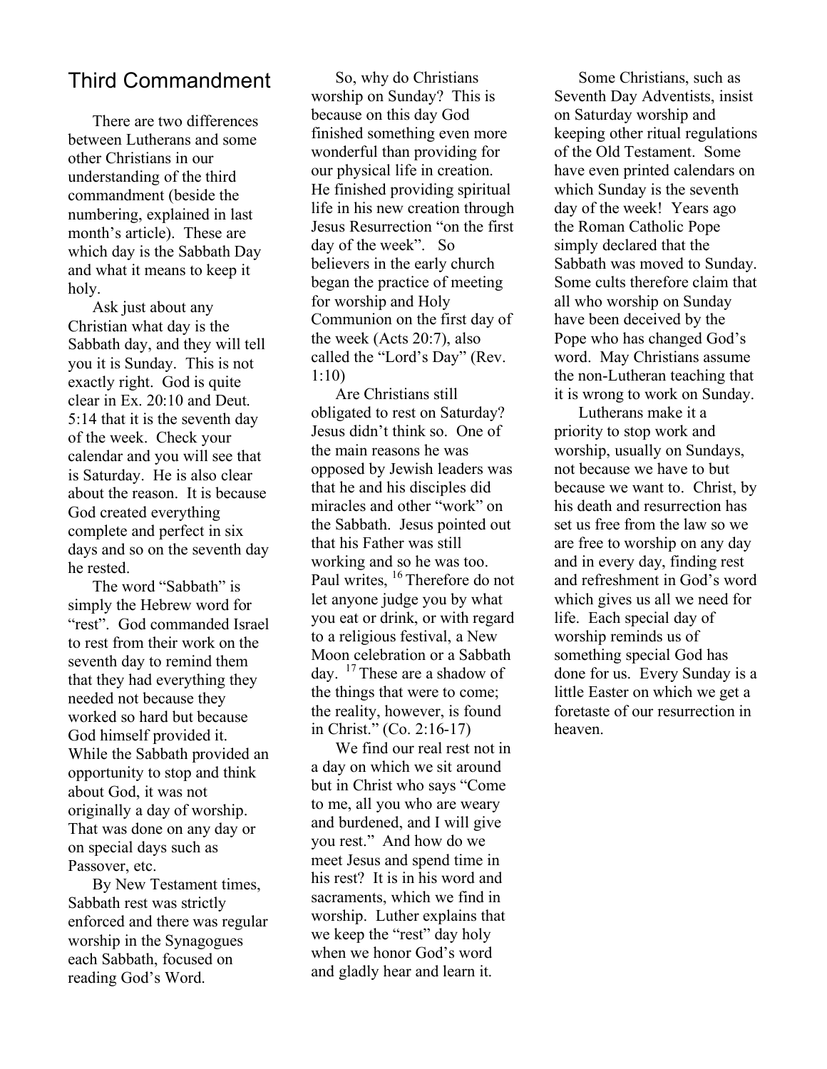## Third Commandment

There are two differences between Lutherans and some other Christians in our understanding of the third commandment (beside the numbering, explained in last month's article). These are which day is the Sabbath Day and what it means to keep it holy.

Ask just about any Christian what day is the Sabbath day, and they will tell you it is Sunday. This is not exactly right. God is quite clear in Ex. 20:10 and Deut. 5:14 that it is the seventh day of the week. Check your calendar and you will see that is Saturday. He is also clear about the reason. It is because God created everything complete and perfect in six days and so on the seventh day he rested.

The word "Sabbath" is simply the Hebrew word for "rest". God commanded Israel to rest from their work on the seventh day to remind them that they had everything they needed not because they worked so hard but because God himself provided it. While the Sabbath provided an opportunity to stop and think about God, it was not originally a day of worship. That was done on any day or on special days such as Passover, etc.

By New Testament times, Sabbath rest was strictly enforced and there was regular worship in the Synagogues each Sabbath, focused on reading God's Word.

So, why do Christians worship on Sunday? This is because on this day God finished something even more wonderful than providing for our physical life in creation. He finished providing spiritual life in his new creation through Jesus Resurrection "on the first day of the week". So believers in the early church began the practice of meeting for worship and Holy Communion on the first day of the week (Acts 20:7), also called the "Lord's Day" (Rev. 1:10)

Are Christians still obligated to rest on Saturday? Jesus didn't think so. One of the main reasons he was opposed by Jewish leaders was that he and his disciples did miracles and other "work" on the Sabbath. Jesus pointed out that his Father was still working and so he was too. Paul writes, [16] Therefore do not let anyone judge you by what you eat or drink, or with regard to a religious festival, a New Moon celebration or a Sabbath day. [17] These are a shadow of the things that were to come; the reality, however, is found in Christ." (Co. 2:16-17)

We find our real rest not in a day on which we sit around but in Christ who says "Come to me, all you who are weary and burdened, and I will give you rest." And how do we meet Jesus and spend time in his rest? It is in his word and sacraments, which we find in worship. Luther explains that we keep the "rest" day holy when we honor God's word and gladly hear and learn it.

Some Christians, such as Seventh Day Adventists, insist on Saturday worship and keeping other ritual regulations of the Old Testament. Some have even printed calendars on which Sunday is the seventh day of the week! Years ago the Roman Catholic Pope simply declared that the Sabbath was moved to Sunday. Some cults therefore claim that all who worship on Sunday have been deceived by the Pope who has changed God's word. May Christians assume the non-Lutheran teaching that it is wrong to work on Sunday.

Lutherans make it a priority to stop work and worship, usually on Sundays, not because we have to but because we want to. Christ, by his death and resurrection has set us free from the law so we are free to worship on any day and in every day, finding rest and refreshment in God's word which gives us all we need for life. Each special day of worship reminds us of something special God has done for us. Every Sunday is a little Easter on which we get a foretaste of our resurrection in heaven.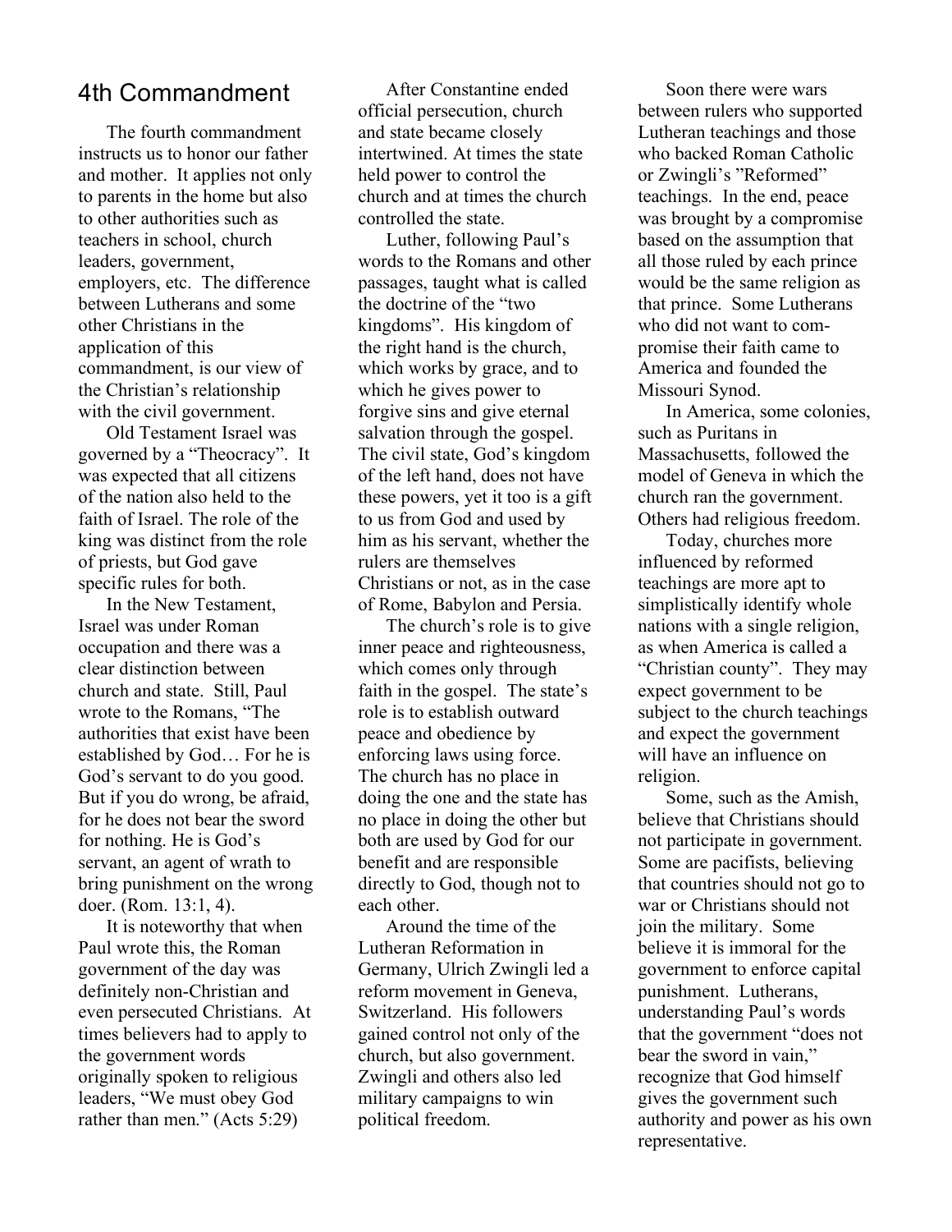# 4th Commandment

The fourth commandment instructs us to honor our father and mother. It applies not only to parents in the home but also to other authorities such as teachers in school, church leaders, government, employers, etc. The difference between Lutherans and some other Christians in the application of this commandment, is our view of the Christian's relationship with the civil government.

Old Testament Israel was governed by a "Theocracy". It was expected that all citizens of the nation also held to the faith of Israel. The role of the king was distinct from the role of priests, but God gave specific rules for both.

In the New Testament, Israel was under Roman occupation and there was a clear distinction between church and state. Still, Paul wrote to the Romans, "The authorities that exist have been established by God… For he is God's servant to do you good. But if you do wrong, be afraid, for he does not bear the sword for nothing. He is God's servant, an agent of wrath to bring punishment on the wrong doer. (Rom. 13:1, 4).

It is noteworthy that when Paul wrote this, the Roman government of the day was definitely non-Christian and even persecuted Christians. At times believers had to apply to the government words originally spoken to religious leaders, "We must obey God rather than men." (Acts 5:29)

After Constantine ended official persecution, church and state became closely intertwined. At times the state held power to control the church and at times the church controlled the state.

Luther, following Paul's words to the Romans and other passages, taught what is called the doctrine of the "two kingdoms". His kingdom of the right hand is the church, which works by grace, and to which he gives power to forgive sins and give eternal salvation through the gospel. The civil state, God's kingdom of the left hand, does not have these powers, yet it too is a gift to us from God and used by him as his servant, whether the rulers are themselves Christians or not, as in the case of Rome, Babylon and Persia.

The church's role is to give inner peace and righteousness, which comes only through faith in the gospel. The state's role is to establish outward peace and obedience by enforcing laws using force. The church has no place in doing the one and the state has no place in doing the other but both are used by God for our benefit and are responsible directly to God, though not to each other.

Around the time of the Lutheran Reformation in Germany, Ulrich Zwingli led a reform movement in Geneva, Switzerland. His followers gained control not only of the church, but also government. Zwingli and others also led military campaigns to win political freedom.

Soon there were wars between rulers who supported Lutheran teachings and those who backed Roman Catholic or Zwingli's "Reformed" teachings. In the end, peace was brought by a compromise based on the assumption that all those ruled by each prince would be the same religion as that prince. Some Lutherans who did not want to compromise their faith came to America and founded the Missouri Synod.

In America, some colonies, such as Puritans in Massachusetts, followed the model of Geneva in which the church ran the government. Others had religious freedom.

Today, churches more influenced by reformed teachings are more apt to simplistically identify whole nations with a single religion, as when America is called a "Christian county". They may expect government to be subject to the church teachings and expect the government will have an influence on religion.

Some, such as the Amish, believe that Christians should not participate in government. Some are pacifists, believing that countries should not go to war or Christians should not join the military. Some believe it is immoral for the government to enforce capital punishment. Lutherans, understanding Paul's words that the government "does not bear the sword in vain," recognize that God himself gives the government such authority and power as his own representative.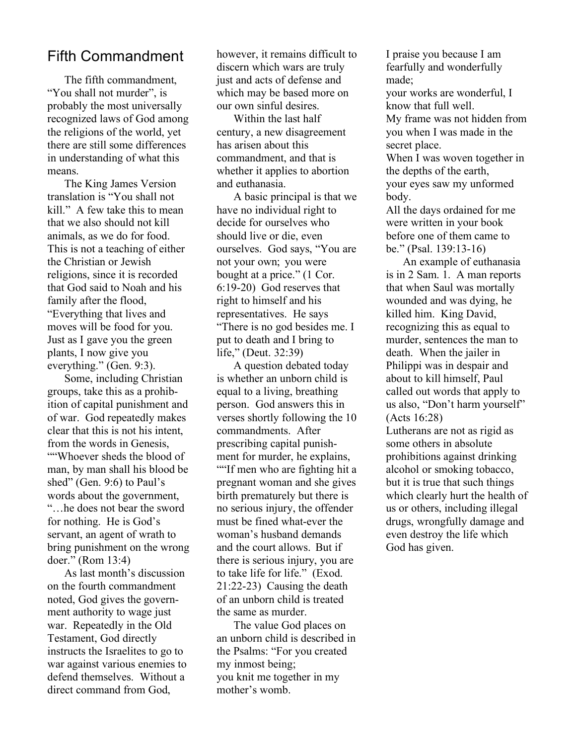## Fifth Commandment

The fifth commandment, "You shall not murder", is probably the most universally recognized laws of God among the religions of the world, yet there are still some differences in understanding of what this means.

The King James Version translation is "You shall not kill." A few take this to mean that we also should not kill animals, as we do for food. This is not a teaching of either the Christian or Jewish religions, since it is recorded that God said to Noah and his family after the flood, "Everything that lives and moves will be food for you. Just as I gave you the green plants, I now give you everything." (Gen. 9:3).

Some, including Christian groups, take this as a prohibition of capital punishment and of war. God repeatedly makes clear that this is not his intent, from the words in Genesis, ""Whoever sheds the blood of man, by man shall his blood be shed" (Gen. 9:6) to Paul's words about the government, "…he does not bear the sword for nothing. He is God's servant, an agent of wrath to bring punishment on the wrong doer." (Rom 13:4)

As last month's discussion on the fourth commandment noted, God gives the government authority to wage just war. Repeatedly in the Old Testament, God directly instructs the Israelites to go to war against various enemies to defend themselves. Without a direct command from God, however, it remains difficult to discern which wars are truly just and acts of defense and which may be based more on our own sinful desires.

Within the last half century, a new disagreement has arisen about this commandment, and that is whether it applies to abortion and euthanasia.

A basic principal is that we have no individual right to decide for ourselves who should live or die, even ourselves. God says, "You are not your own; you were bought at a price." (1 Cor. 6:19-20) God reserves that right to himself and his representatives. He says "There is no god besides me. I put to death and I bring to life," (Deut. 32:39)

A question debated today is whether an unborn child is equal to a living, breathing person. God answers this in verses shortly following the 10 commandments. After prescribing capital punishment for murder, he explains, ""If men who are fighting hit a pregnant woman and she gives birth prematurely but there is no serious injury, the offender must be fined what-ever the woman's husband demands and the court allows. But if there is serious injury, you are to take life for life." (Exod. 21:22-23) Causing the death of an unborn child is treated the same as murder.

The value God places on an unborn child is described in the Psalms: "For you created my inmost being;
you knit me together in my mother's womb.
I praise you because I am fearfully and wonderfully made;
your works are wonderful, I know that full well.
My frame was not hidden from you when I was made in the secret place.
When I was woven together in the depths of the earth,
your eyes saw my unformed body.
All the days ordained for me were written in your book before one of them came to be." (Psal. 139:13-16)

An example of euthanasia is in 2 Sam. 1. A man reports that when Saul was mortally wounded and was dying, he killed him. King David, recognizing this as equal to murder, sentences the man to death. When the jailer in Philippi was in despair and about to kill himself, Paul called out words that apply to us also, "Don't harm yourself" (Acts 16:28)

Lutherans are not as rigid as some others in absolute prohibitions against drinking alcohol or smoking tobacco, but it is true that such things which clearly hurt the health of us or others, including illegal drugs, wrongfully damage and even destroy the life which God has given.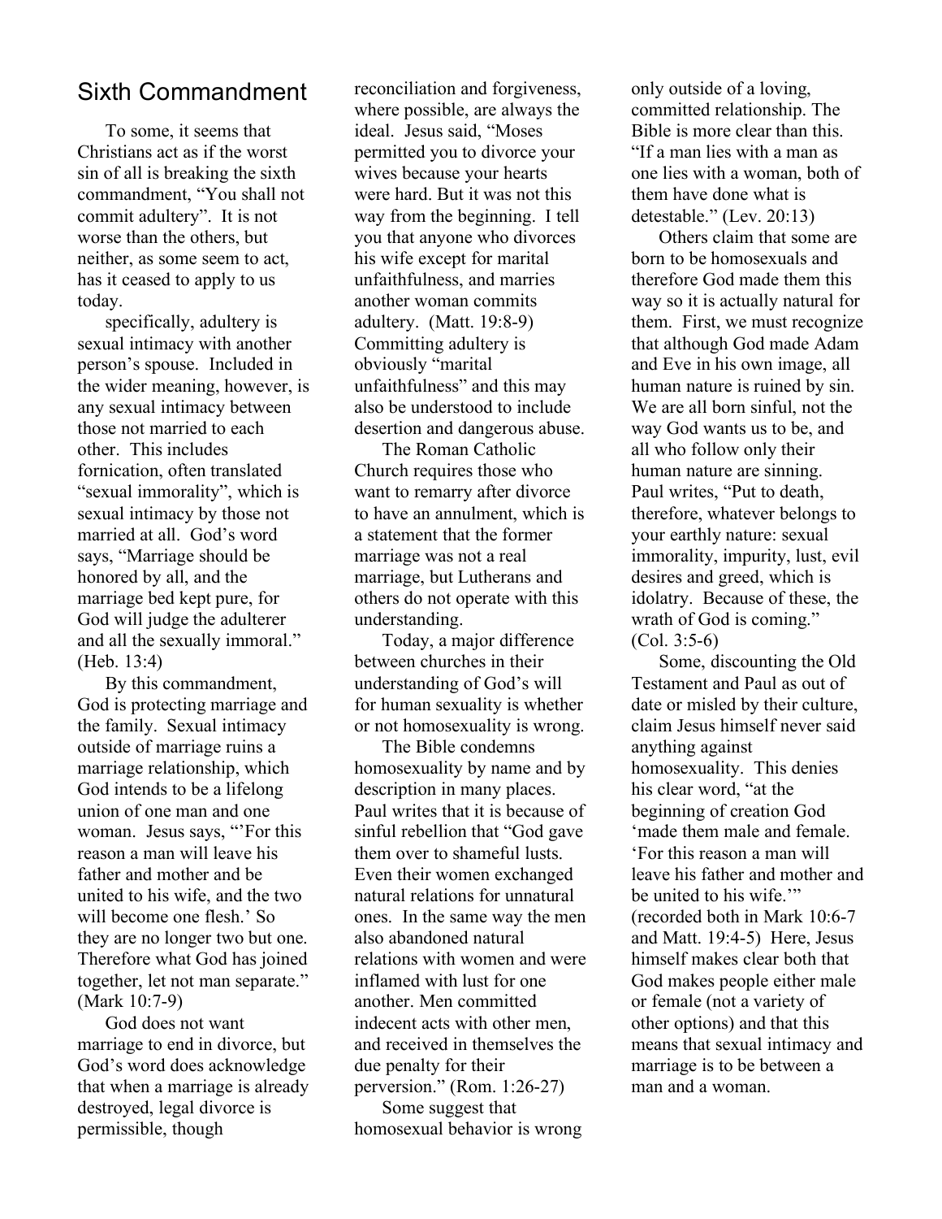## Sixth Commandment

To some, it seems that Christians act as if the worst sin of all is breaking the sixth commandment, "You shall not commit adultery". It is not worse than the others, but neither, as some seem to act, has it ceased to apply to us today.

specifically, adultery is sexual intimacy with another person's spouse. Included in the wider meaning, however, is any sexual intimacy between those not married to each other. This includes fornication, often translated "sexual immorality", which is sexual intimacy by those not married at all. God's word says, "Marriage should be honored by all, and the marriage bed kept pure, for God will judge the adulterer and all the sexually immoral." (Heb. 13:4)

By this commandment, God is protecting marriage and the family. Sexual intimacy outside of marriage ruins a marriage relationship, which God intends to be a lifelong union of one man and one woman. Jesus says, "'For this reason a man will leave his father and mother and be united to his wife, and the two will become one flesh.' So they are no longer two but one. Therefore what God has joined together, let not man separate." (Mark 10:7-9)

God does not want marriage to end in divorce, but God's word does acknowledge that when a marriage is already destroyed, legal divorce is permissible, though reconciliation and forgiveness, where possible, are always the ideal. Jesus said, "Moses permitted you to divorce your wives because your hearts were hard. But it was not this way from the beginning. I tell you that anyone who divorces his wife except for marital unfaithfulness, and marries another woman commits adultery. (Matt. 19:8-9) Committing adultery is obviously "marital unfaithfulness" and this may also be understood to include desertion and dangerous abuse.

The Roman Catholic Church requires those who want to remarry after divorce to have an annulment, which is a statement that the former marriage was not a real marriage, but Lutherans and others do not operate with this understanding.

Today, a major difference between churches in their understanding of God's will for human sexuality is whether or not homosexuality is wrong.

The Bible condemns homosexuality by name and by description in many places. Paul writes that it is because of sinful rebellion that "God gave them over to shameful lusts. Even their women exchanged natural relations for unnatural ones. In the same way the men also abandoned natural relations with women and were inflamed with lust for one another. Men committed indecent acts with other men, and received in themselves the due penalty for their perversion." (Rom. 1:26-27)

Some suggest that homosexual behavior is wrong only outside of a loving, committed relationship. The Bible is more clear than this. "If a man lies with a man as one lies with a woman, both of them have done what is detestable." (Lev. 20:13)

Others claim that some are born to be homosexuals and therefore God made them this way so it is actually natural for them. First, we must recognize that although God made Adam and Eve in his own image, all human nature is ruined by sin. We are all born sinful, not the way God wants us to be, and all who follow only their human nature are sinning. Paul writes, "Put to death, therefore, whatever belongs to your earthly nature: sexual immorality, impurity, lust, evil desires and greed, which is idolatry. Because of these, the wrath of God is coming." (Col. 3:5-6)

Some, discounting the Old Testament and Paul as out of date or misled by their culture, claim Jesus himself never said anything against homosexuality. This denies his clear word, "at the beginning of creation God 'made them male and female. 'For this reason a man will leave his father and mother and be united to his wife.'" (recorded both in Mark 10:6-7 and Matt. 19:4-5) Here, Jesus himself makes clear both that God makes people either male or female (not a variety of other options) and that this means that sexual intimacy and marriage is to be between a man and a woman.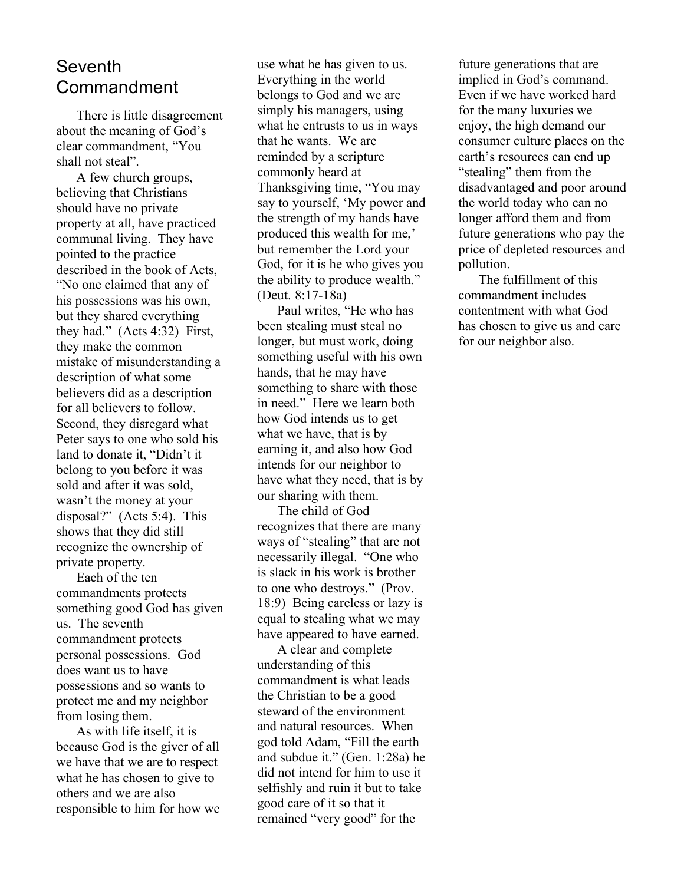# Seventh Commandment

There is little disagreement about the meaning of God's clear commandment, "You shall not steal".

A few church groups, believing that Christians should have no private property at all, have practiced communal living. They have pointed to the practice described in the book of Acts, "No one claimed that any of his possessions was his own, but they shared everything they had." (Acts 4:32) First, they make the common mistake of misunderstanding a description of what some believers did as a description for all believers to follow. Second, they disregard what Peter says to one who sold his land to donate it, "Didn't it belong to you before it was sold and after it was sold, wasn't the money at your disposal?" (Acts 5:4). This shows that they did still recognize the ownership of private property.

Each of the ten commandments protects something good God has given us. The seventh commandment protects personal possessions. God does want us to have possessions and so wants to protect me and my neighbor from losing them.

As with life itself, it is because God is the giver of all we have that we are to respect what he has chosen to give to others and we are also responsible to him for how we use what he has given to us. Everything in the world belongs to God and we are simply his managers, using what he entrusts to us in ways that he wants. We are reminded by a scripture commonly heard at Thanksgiving time, "You may say to yourself, 'My power and the strength of my hands have produced this wealth for me,' but remember the Lord your God, for it is he who gives you the ability to produce wealth." (Deut. 8:17-18a)

Paul writes, "He who has been stealing must steal no longer, but must work, doing something useful with his own hands, that he may have something to share with those in need." Here we learn both how God intends us to get what we have, that is by earning it, and also how God intends for our neighbor to have what they need, that is by our sharing with them.

The child of God recognizes that there are many ways of "stealing" that are not necessarily illegal. "One who is slack in his work is brother to one who destroys." (Prov. 18:9) Being careless or lazy is equal to stealing what we may have appeared to have earned.

A clear and complete understanding of this commandment is what leads the Christian to be a good steward of the environment and natural resources. When god told Adam, "Fill the earth and subdue it." (Gen. 1:28a) he did not intend for him to use it selfishly and ruin it but to take good care of it so that it remained "very good" for the future generations that are implied in God's command. Even if we have worked hard for the many luxuries we enjoy, the high demand our consumer culture places on the earth's resources can end up "stealing" them from the disadvantaged and poor around the world today who can no longer afford them and from future generations who pay the price of depleted resources and pollution.

The fulfillment of this commandment includes contentment with what God has chosen to give us and care for our neighbor also.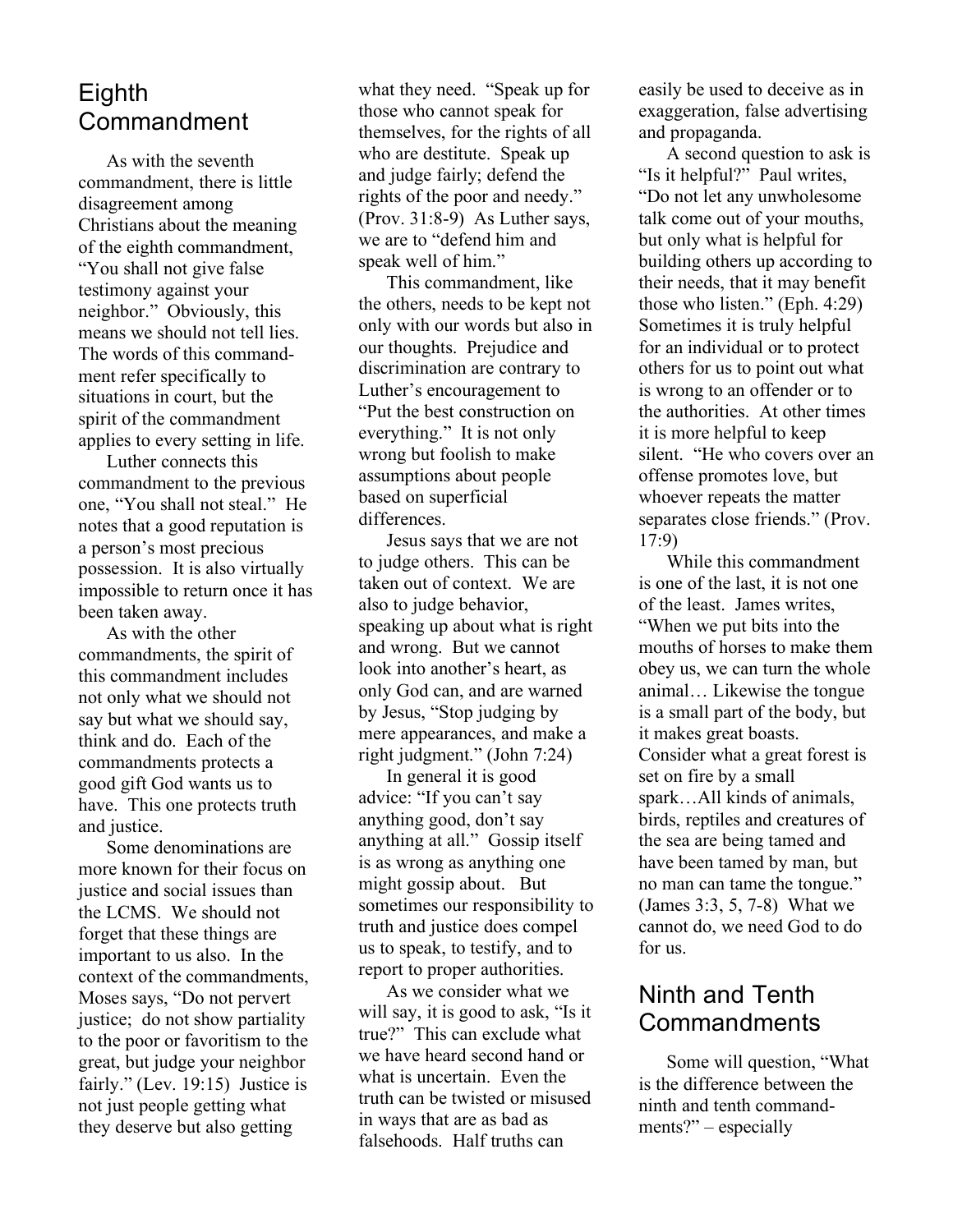## Eighth Commandment

As with the seventh commandment, there is little disagreement among Christians about the meaning of the eighth commandment, "You shall not give false testimony against your neighbor." Obviously, this means we should not tell lies. The words of this commandment refer specifically to situations in court, but the spirit of the commandment applies to every setting in life.

Luther connects this commandment to the previous one, "You shall not steal." He notes that a good reputation is a person's most precious possession. It is also virtually impossible to return once it has been taken away.

As with the other commandments, the spirit of this commandment includes not only what we should not say but what we should say, think and do. Each of the commandments protects a good gift God wants us to have. This one protects truth and justice.

Some denominations are more known for their focus on justice and social issues than the LCMS. We should not forget that these things are important to us also. In the context of the commandments, Moses says, "Do not pervert justice; do not show partiality to the poor or favoritism to the great, but judge your neighbor fairly." (Lev. 19:15) Justice is not just people getting what they deserve but also getting what they need. "Speak up for those who cannot speak for themselves, for the rights of all who are destitute. Speak up and judge fairly; defend the rights of the poor and needy." (Prov. 31:8-9) As Luther says, we are to "defend him and speak well of him."

This commandment, like the others, needs to be kept not only with our words but also in our thoughts. Prejudice and discrimination are contrary to Luther's encouragement to "Put the best construction on everything." It is not only wrong but foolish to make assumptions about people based on superficial differences.

Jesus says that we are not to judge others. This can be taken out of context. We are also to judge behavior, speaking up about what is right and wrong. But we cannot look into another's heart, as only God can, and are warned by Jesus, "Stop judging by mere appearances, and make a right judgment." (John 7:24)

In general it is good advice: "If you can't say anything good, don't say anything at all." Gossip itself is as wrong as anything one might gossip about. But sometimes our responsibility to truth and justice does compel us to speak, to testify, and to report to proper authorities.

As we consider what we will say, it is good to ask, "Is it true?" This can exclude what we have heard second hand or what is uncertain. Even the truth can be twisted or misused in ways that are as bad as falsehoods. Half truths can easily be used to deceive as in exaggeration, false advertising and propaganda.

A second question to ask is "Is it helpful?" Paul writes, "Do not let any unwholesome talk come out of your mouths, but only what is helpful for building others up according to their needs, that it may benefit those who listen." (Eph. 4:29) Sometimes it is truly helpful for an individual or to protect others for us to point out what is wrong to an offender or to the authorities. At other times it is more helpful to keep silent. "He who covers over an offense promotes love, but whoever repeats the matter separates close friends." (Prov. 17:9)

While this commandment is one of the last, it is not one of the least. James writes, "When we put bits into the mouths of horses to make them obey us, we can turn the whole animal… Likewise the tongue is a small part of the body, but it makes great boasts. Consider what a great forest is set on fire by a small spark…All kinds of animals, birds, reptiles and creatures of the sea are being tamed and have been tamed by man, but no man can tame the tongue." (James 3:3, 5, 7-8) What we cannot do, we need God to do for us.

## Ninth and Tenth Commandments

Some will question, "What is the difference between the ninth and tenth commandments?" – especially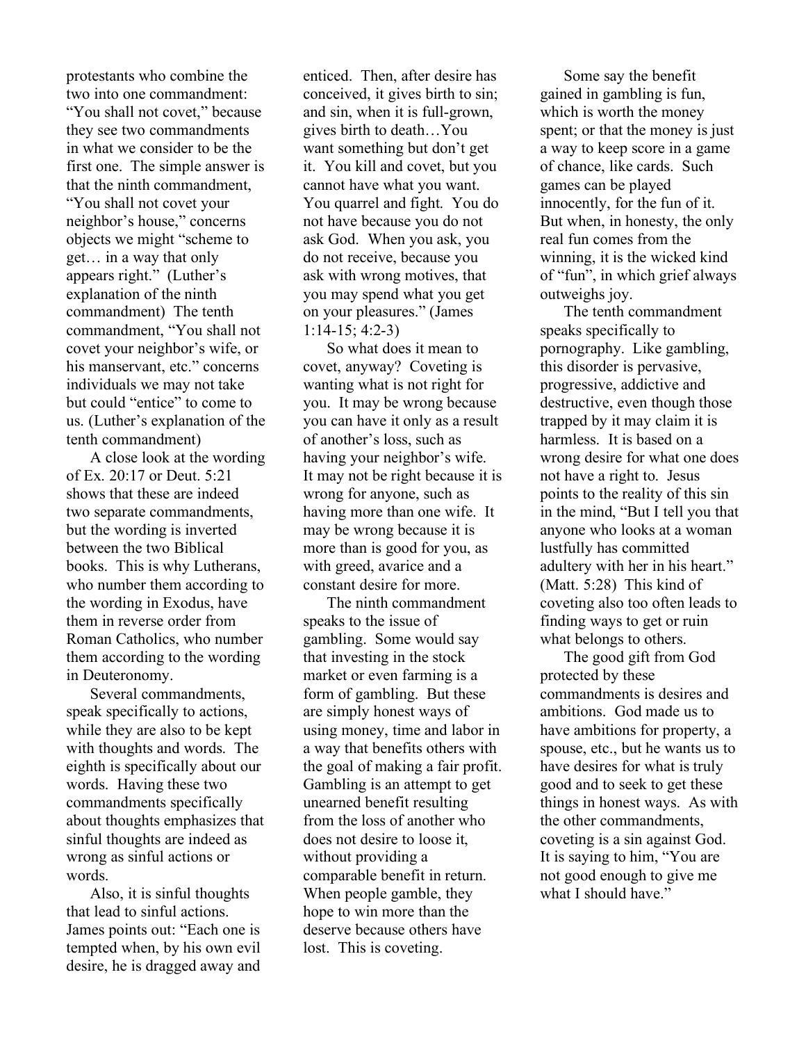protestants who combine the two into one commandment: "You shall not covet," because they see two commandments in what we consider to be the first one. The simple answer is that the ninth commandment, "You shall not covet your neighbor's house," concerns objects we might "scheme to get… in a way that only appears right." (Luther's explanation of the ninth commandment) The tenth commandment, "You shall not covet your neighbor's wife, or his manservant, etc." concerns individuals we may not take but could "entice" to come to us. (Luther's explanation of the tenth commandment)

A close look at the wording of Ex. 20:17 or Deut. 5:21 shows that these are indeed two separate commandments, but the wording is inverted between the two Biblical books. This is why Lutherans, who number them according to the wording in Exodus, have them in reverse order from Roman Catholics, who number them according to the wording in Deuteronomy.

Several commandments, speak specifically to actions, while they are also to be kept with thoughts and words. The eighth is specifically about our words. Having these two commandments specifically about thoughts emphasizes that sinful thoughts are indeed as wrong as sinful actions or words.

Also, it is sinful thoughts that lead to sinful actions. James points out: "Each one is tempted when, by his own evil desire, he is dragged away and enticed. Then, after desire has conceived, it gives birth to sin; and sin, when it is full-grown, gives birth to death…You want something but don't get it. You kill and covet, but you cannot have what you want. You quarrel and fight. You do not have because you do not ask God. When you ask, you do not receive, because you ask with wrong motives, that you may spend what you get on your pleasures." (James 1:14-15; 4:2-3)

So what does it mean to covet, anyway? Coveting is wanting what is not right for you. It may be wrong because you can have it only as a result of another's loss, such as having your neighbor's wife. It may not be right because it is wrong for anyone, such as having more than one wife. It may be wrong because it is more than is good for you, as with greed, avarice and a constant desire for more.

The ninth commandment speaks to the issue of gambling. Some would say that investing in the stock market or even farming is a form of gambling. But these are simply honest ways of using money, time and labor in a way that benefits others with the goal of making a fair profit. Gambling is an attempt to get unearned benefit resulting from the loss of another who does not desire to loose it, without providing a comparable benefit in return. When people gamble, they hope to win more than the deserve because others have lost. This is coveting.

Some say the benefit gained in gambling is fun, which is worth the money spent; or that the money is just a way to keep score in a game of chance, like cards. Such games can be played innocently, for the fun of it. But when, in honesty, the only real fun comes from the winning, it is the wicked kind of "fun", in which grief always outweighs joy.

The tenth commandment speaks specifically to pornography. Like gambling, this disorder is pervasive, progressive, addictive and destructive, even though those trapped by it may claim it is harmless. It is based on a wrong desire for what one does not have a right to. Jesus points to the reality of this sin in the mind, "But I tell you that anyone who looks at a woman lustfully has committed adultery with her in his heart." (Matt. 5:28) This kind of coveting also too often leads to finding ways to get or ruin what belongs to others.

The good gift from God protected by these commandments is desires and ambitions. God made us to have ambitions for property, a spouse, etc., but he wants us to have desires for what is truly good and to seek to get these things in honest ways. As with the other commandments, coveting is a sin against God. It is saying to him, "You are not good enough to give me what I should have."